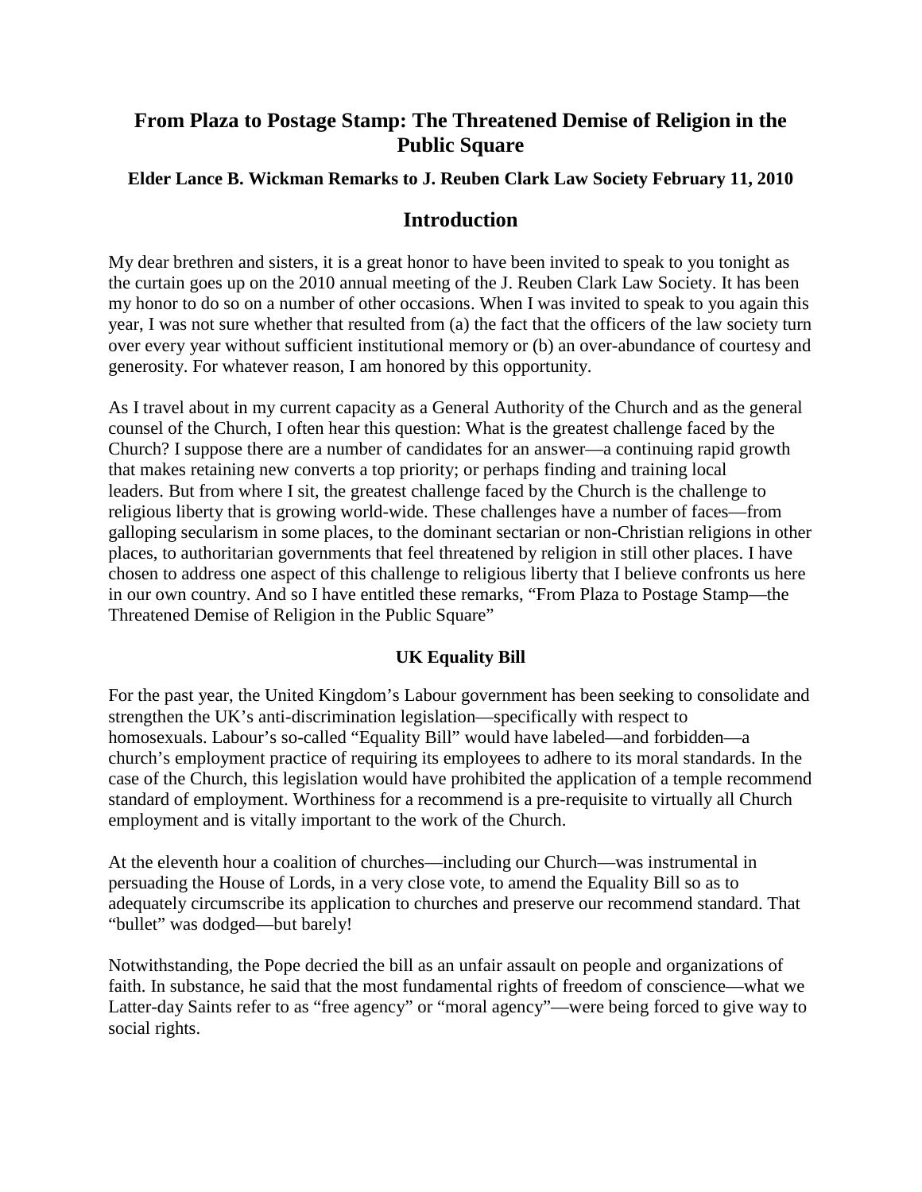# From Plaza to Postage Stamp: The Threatened Demise of Religion in the Public Square

**Elder Lance B. Wickman Remarks to J. Reuben Clark Law Society February 11, 2010**

## Introduction

My dear brethren and sisters, it is a great honor to have been invited to speak to you tonight as the curtain goes up on the 2010 annual meeting of the J. Reuben Clark Law Society. It has been my honor to do so on a number of other occasions. When I was invited to speak to you again this year, I was not sure whether that resulted from (a) the fact that the officers of the law society turn over every year without sufficient institutional memory or (b) an over-abundance of courtesy and generosity. For whatever reason, I am honored by this opportunity.

As I travel about in my current capacity as a General Authority of the Church and as the general counsel of the Church, I often hear this question: What is the greatest challenge faced by the Church? I suppose there are a number of candidates for an answer—a continuing rapid growth that makes retaining new converts a top priority; or perhaps finding and training local leaders. But from where I sit, the greatest challenge faced by the Church is the challenge to religious liberty that is growing world-wide. These challenges have a number of faces—from galloping secularism in some places, to the dominant sectarian or non-Christian religions in other places, to authoritarian governments that feel threatened by religion in still other places. I have chosen to address one aspect of this challenge to religious liberty that I believe confronts us here in our own country. And so I have entitled these remarks, "From Plaza to Postage Stamp—the Threatened Demise of Religion in the Public Square"

### UK Equality Bill

For the past year, the United Kingdom's Labour government has been seeking to consolidate and strengthen the UK's anti-discrimination legislation—specifically with respect to homosexuals. Labour's so-called "Equality Bill" would have labeled—and forbidden—a church's employment practice of requiring its employees to adhere to its moral standards. In the case of the Church, this legislation would have prohibited the application of a temple recommend standard of employment. Worthiness for a recommend is a pre-requisite to virtually all Church employment and is vitally important to the work of the Church.

At the eleventh hour a coalition of churches—including our Church—was instrumental in persuading the House of Lords, in a very close vote, to amend the Equality Bill so as to adequately circumscribe its application to churches and preserve our recommend standard. That "bullet" was dodged—but barely!

Notwithstanding, the Pope decried the bill as an unfair assault on people and organizations of faith. In substance, he said that the most fundamental rights of freedom of conscience—what we Latter-day Saints refer to as "free agency" or "moral agency"—were being forced to give way to social rights.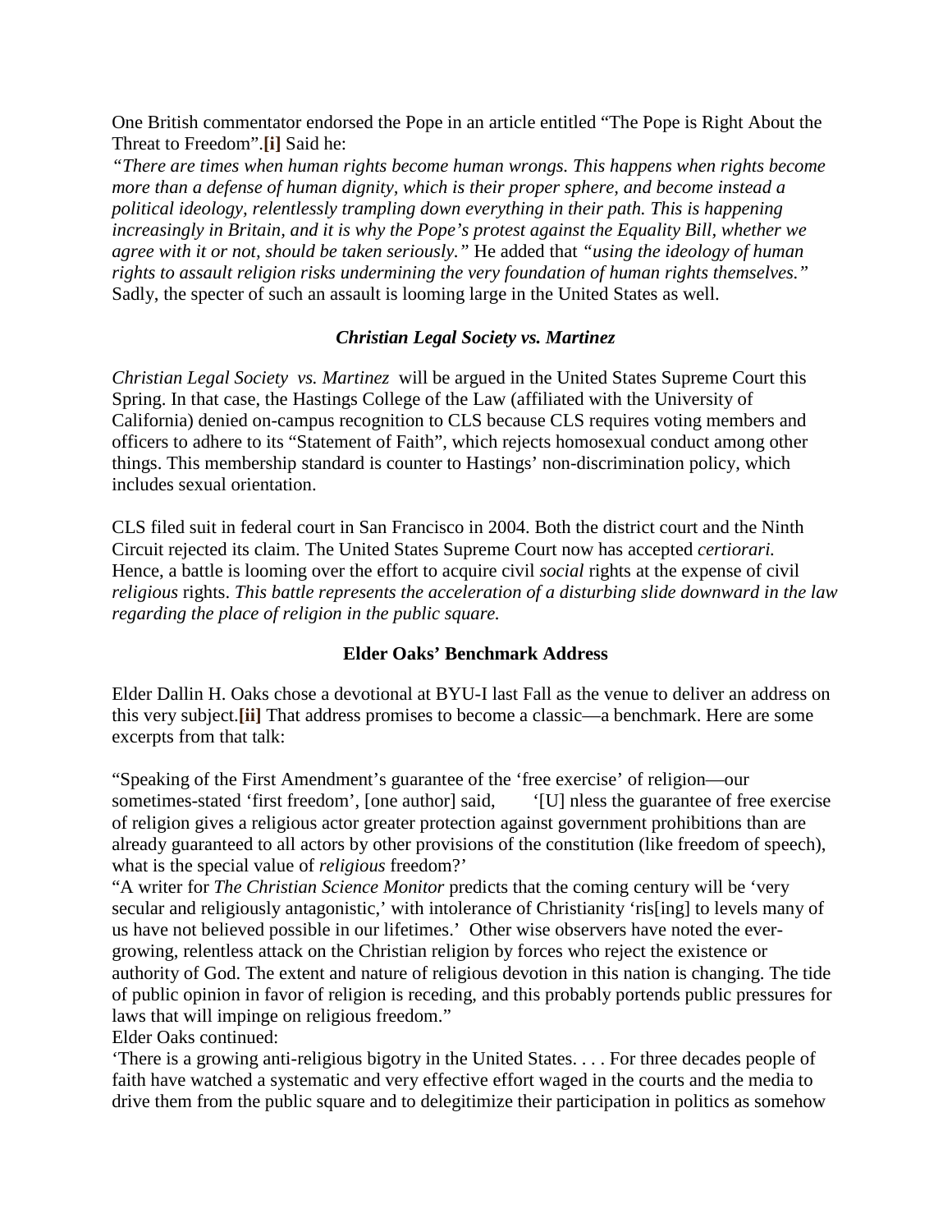One British commentator endorsed the Pope in an article entitled "The Pope is Right About the Threat to Freedom".**[i]** Said he:
*"There are times when human rights become human wrongs. This happens when rights become more than a defense of human dignity, which is their proper sphere, and become instead a political ideology, relentlessly trampling down everything in their path. This is happening increasingly in Britain, and it is why the Pope's protest against the Equality Bill, whether we agree with it or not, should be taken seriously."* He added that *"using the ideology of human rights to assault religion risks undermining the very foundation of human rights themselves."* Sadly, the specter of such an assault is looming large in the United States as well.

### ***Christian Legal Society vs. Martinez***

*Christian Legal Society vs. Martinez* will be argued in the United States Supreme Court this Spring. In that case, the Hastings College of the Law (affiliated with the University of California) denied on-campus recognition to CLS because CLS requires voting members and officers to adhere to its "Statement of Faith", which rejects homosexual conduct among other things. This membership standard is counter to Hastings' non-discrimination policy, which includes sexual orientation.

CLS filed suit in federal court in San Francisco in 2004. Both the district court and the Ninth Circuit rejected its claim. The United States Supreme Court now has accepted *certiorari.* Hence, a battle is looming over the effort to acquire civil *social* rights at the expense of civil *religious* rights. *This battle represents the acceleration of a disturbing slide downward in the law regarding the place of religion in the public square.*

### **Elder Oaks' Benchmark Address**

Elder Dallin H. Oaks chose a devotional at BYU-I last Fall as the venue to deliver an address on this very subject.**[ii]** That address promises to become a classic—a benchmark. Here are some excerpts from that talk:

"Speaking of the First Amendment's guarantee of the 'free exercise' of religion—our sometimes-stated 'first freedom', [one author] said, '[U] nless the guarantee of free exercise of religion gives a religious actor greater protection against government prohibitions than are already guaranteed to all actors by other provisions of the constitution (like freedom of speech), what is the special value of *religious* freedom?'
"A writer for *The Christian Science Monitor* predicts that the coming century will be 'very secular and religiously antagonistic,' with intolerance of Christianity 'ris[ing] to levels many of us have not believed possible in our lifetimes.' Other wise observers have noted the ever-growing, relentless attack on the Christian religion by forces who reject the existence or authority of God. The extent and nature of religious devotion in this nation is changing. The tide of public opinion in favor of religion is receding, and this probably portends public pressures for laws that will impinge on religious freedom."
Elder Oaks continued:
'There is a growing anti-religious bigotry in the United States. . . . For three decades people of faith have watched a systematic and very effective effort waged in the courts and the media to drive them from the public square and to delegitimize their participation in politics as somehow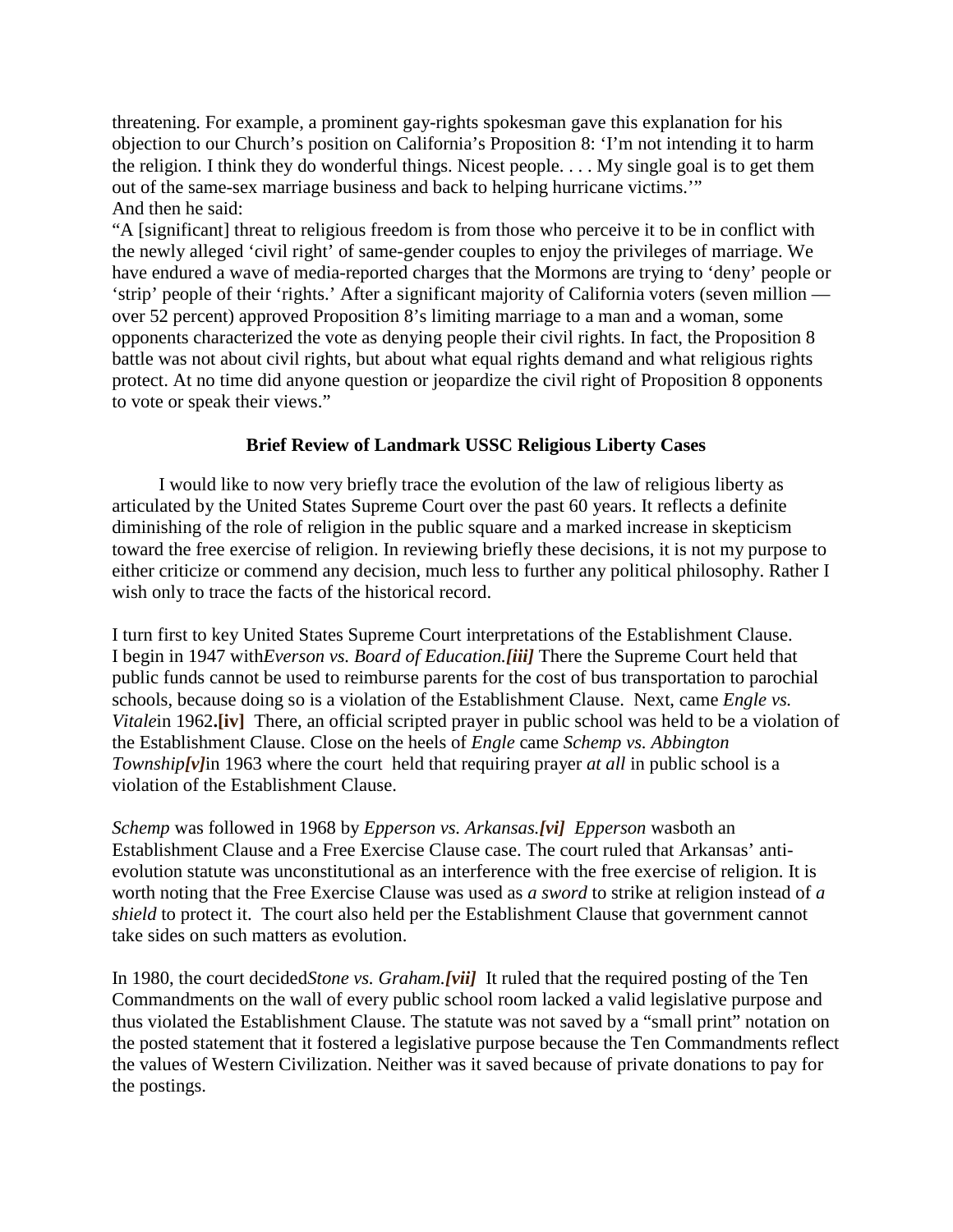threatening. For example, a prominent gay-rights spokesman gave this explanation for his objection to our Church's position on California's Proposition 8: 'I'm not intending it to harm the religion. I think they do wonderful things. Nicest people. . . . My single goal is to get them out of the same-sex marriage business and back to helping hurricane victims.'"
And then he said:
"A [significant] threat to religious freedom is from those who perceive it to be in conflict with the newly alleged 'civil right' of same-gender couples to enjoy the privileges of marriage. We have endured a wave of media-reported charges that the Mormons are trying to 'deny' people or 'strip' people of their 'rights.' After a significant majority of California voters (seven million — over 52 percent) approved Proposition 8's limiting marriage to a man and a woman, some opponents characterized the vote as denying people their civil rights. In fact, the Proposition 8 battle was not about civil rights, but about what equal rights demand and what religious rights protect. At no time did anyone question or jeopardize the civil right of Proposition 8 opponents to vote or speak their views."

**Brief Review of Landmark USSC Religious Liberty Cases**

I would like to now very briefly trace the evolution of the law of religious liberty as articulated by the United States Supreme Court over the past 60 years. It reflects a definite diminishing of the role of religion in the public square and a marked increase in skepticism toward the free exercise of religion. In reviewing briefly these decisions, it is not my purpose to either criticize or commend any decision, much less to further any political philosophy. Rather I wish only to trace the facts of the historical record.

I turn first to key United States Supreme Court interpretations of the Establishment Clause. I begin in 1947 with*Everson vs. Board of Education.* ***[iii]*** There the Supreme Court held that public funds cannot be used to reimburse parents for the cost of bus transportation to parochial schools, because doing so is a violation of the Establishment Clause. Next, came *Engle vs. Vitale*in 1962**.[iv]** There, an official scripted prayer in public school was held to be a violation of the Establishment Clause. Close on the heels of *Engle* came *Schemp vs. Abbington Township* ***[v]***in 1963 where the court held that requiring prayer *at all* in public school is a violation of the Establishment Clause.

*Schemp* was followed in 1968 by *Epperson vs. Arkansas.* ***[vi]*** *Epperson* wasboth an Establishment Clause and a Free Exercise Clause case. The court ruled that Arkansas' anti-evolution statute was unconstitutional as an interference with the free exercise of religion. It is worth noting that the Free Exercise Clause was used as *a sword* to strike at religion instead of *a shield* to protect it. The court also held per the Establishment Clause that government cannot take sides on such matters as evolution.

In 1980, the court decided*Stone vs. Graham.* ***[vii]*** It ruled that the required posting of the Ten Commandments on the wall of every public school room lacked a valid legislative purpose and thus violated the Establishment Clause. The statute was not saved by a "small print" notation on the posted statement that it fostered a legislative purpose because the Ten Commandments reflect the values of Western Civilization. Neither was it saved because of private donations to pay for the postings.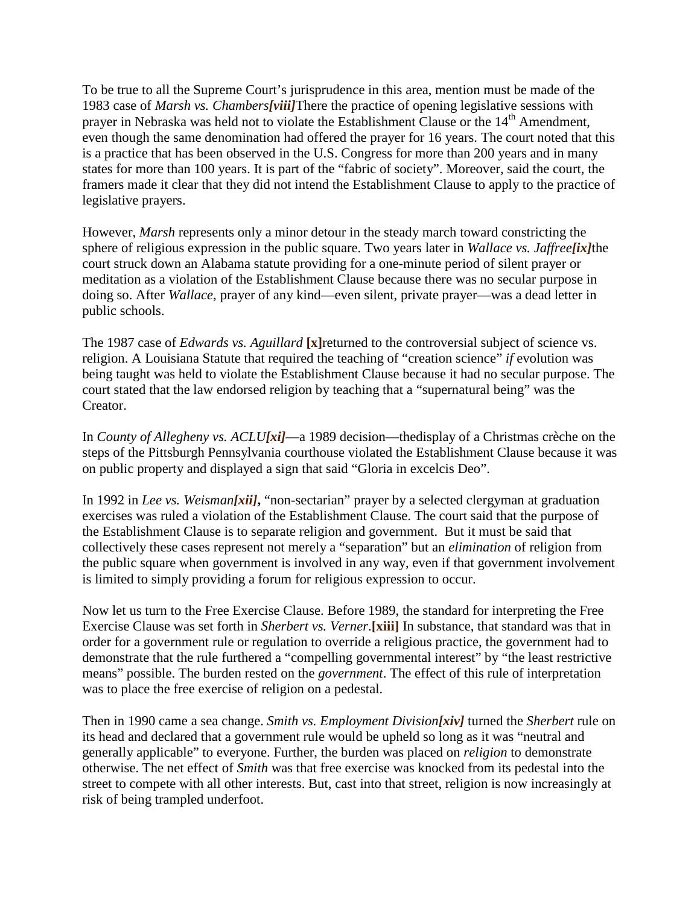To be true to all the Supreme Court's jurisprudence in this area, mention must be made of the 1983 case of *Marsh vs. Chambers**[viii]*** There the practice of opening legislative sessions with prayer in Nebraska was held not to violate the Establishment Clause or the 14th Amendment, even though the same denomination had offered the prayer for 16 years. The court noted that this is a practice that has been observed in the U.S. Congress for more than 200 years and in many states for more than 100 years. It is part of the "fabric of society". Moreover, said the court, the framers made it clear that they did not intend the Establishment Clause to apply to the practice of legislative prayers.

However, *Marsh* represents only a minor detour in the steady march toward constricting the sphere of religious expression in the public square. Two years later in *Wallace vs. Jaffree**[ix]*** the court struck down an Alabama statute providing for a one-minute period of silent prayer or meditation as a violation of the Establishment Clause because there was no secular purpose in doing so. After *Wallace*, prayer of any kind—even silent, private prayer—was a dead letter in public schools.

The 1987 case of *Edwards vs. Aguillard* **[x]** returned to the controversial subject of science vs. religion. A Louisiana Statute that required the teaching of "creation science" *if* evolution was being taught was held to violate the Establishment Clause because it had no secular purpose. The court stated that the law endorsed religion by teaching that a "supernatural being" was the Creator.

In *County of Allegheny vs. ACLU**[xi]***—a 1989 decision—thedisplay of a Christmas crèche on the steps of the Pittsburgh Pennsylvania courthouse violated the Establishment Clause because it was on public property and displayed a sign that said "Gloria in excelcis Deo".

In 1992 in *Lee vs. Weisman**[xii]***, "non-sectarian" prayer by a selected clergyman at graduation exercises was ruled a violation of the Establishment Clause. The court said that the purpose of the Establishment Clause is to separate religion and government. But it must be said that collectively these cases represent not merely a "separation" but an *elimination* of religion from the public square when government is involved in any way, even if that government involvement is limited to simply providing a forum for religious expression to occur.

Now let us turn to the Free Exercise Clause. Before 1989, the standard for interpreting the Free Exercise Clause was set forth in *Sherbert vs. Verner*.**[xiii]** In substance, that standard was that in order for a government rule or regulation to override a religious practice, the government had to demonstrate that the rule furthered a "compelling governmental interest" by "the least restrictive means" possible. The burden rested on the *government*. The effect of this rule of interpretation was to place the free exercise of religion on a pedestal.

Then in 1990 came a sea change. *Smith vs. Employment Division**[xiv]*** turned the *Sherbert* rule on its head and declared that a government rule would be upheld so long as it was "neutral and generally applicable" to everyone. Further, the burden was placed on *religion* to demonstrate otherwise. The net effect of *Smith* was that free exercise was knocked from its pedestal into the street to compete with all other interests. But, cast into that street, religion is now increasingly at risk of being trampled underfoot.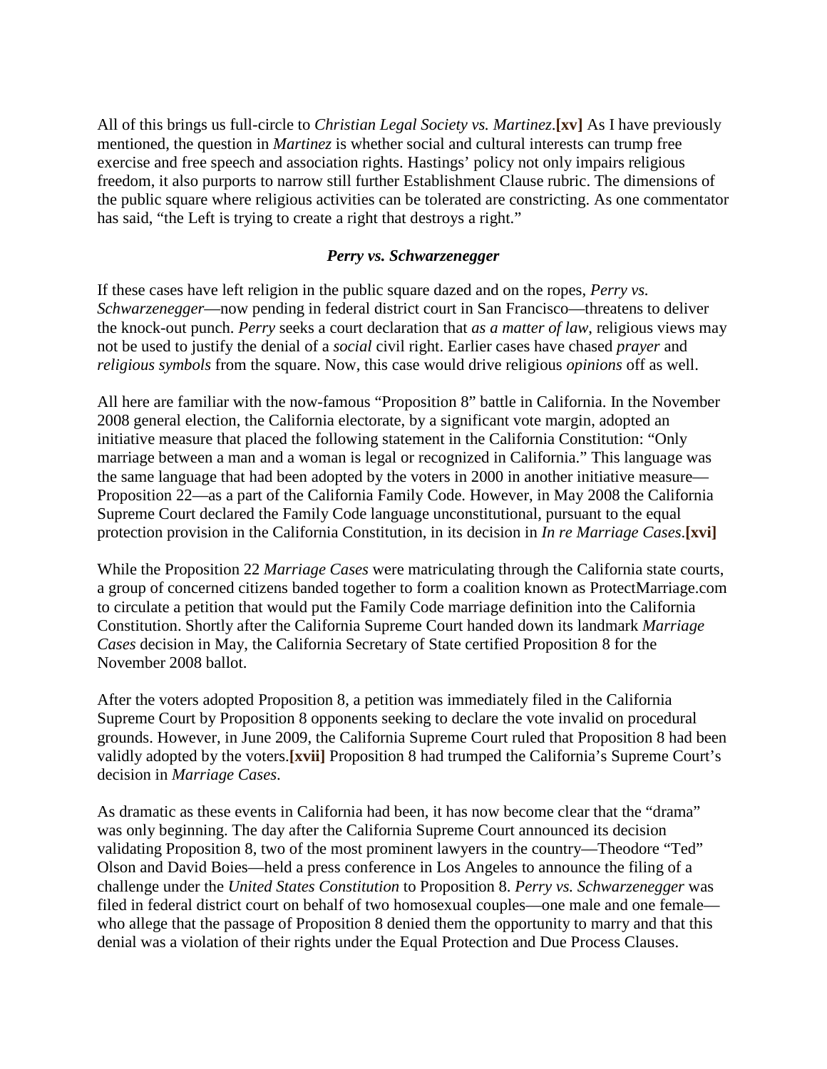All of this brings us full-circle to *Christian Legal Society vs. Martinez*.**[xv]** As I have previously mentioned, the question in *Martinez* is whether social and cultural interests can trump free exercise and free speech and association rights. Hastings' policy not only impairs religious freedom, it also purports to narrow still further Establishment Clause rubric. The dimensions of the public square where religious activities can be tolerated are constricting. As one commentator has said, "the Left is trying to create a right that destroys a right."

### *Perry vs. Schwarzenegger*

If these cases have left religion in the public square dazed and on the ropes, *Perry vs. Schwarzenegger*—now pending in federal district court in San Francisco—threatens to deliver the knock-out punch. *Perry* seeks a court declaration that *as a matter of law*, religious views may not be used to justify the denial of a *social* civil right. Earlier cases have chased *prayer* and *religious symbols* from the square. Now, this case would drive religious *opinions* off as well.

All here are familiar with the now-famous "Proposition 8" battle in California. In the November 2008 general election, the California electorate, by a significant vote margin, adopted an initiative measure that placed the following statement in the California Constitution: "Only marriage between a man and a woman is legal or recognized in California." This language was the same language that had been adopted by the voters in 2000 in another initiative measure—Proposition 22—as a part of the California Family Code. However, in May 2008 the California Supreme Court declared the Family Code language unconstitutional, pursuant to the equal protection provision in the California Constitution, in its decision in *In re Marriage Cases*.**[xvi]**

While the Proposition 22 *Marriage Cases* were matriculating through the California state courts, a group of concerned citizens banded together to form a coalition known as ProtectMarriage.com to circulate a petition that would put the Family Code marriage definition into the California Constitution. Shortly after the California Supreme Court handed down its landmark *Marriage Cases* decision in May, the California Secretary of State certified Proposition 8 for the November 2008 ballot.

After the voters adopted Proposition 8, a petition was immediately filed in the California Supreme Court by Proposition 8 opponents seeking to declare the vote invalid on procedural grounds. However, in June 2009, the California Supreme Court ruled that Proposition 8 had been validly adopted by the voters.**[xvii]** Proposition 8 had trumped the California's Supreme Court's decision in *Marriage Cases*.

As dramatic as these events in California had been, it has now become clear that the "drama" was only beginning. The day after the California Supreme Court announced its decision validating Proposition 8, two of the most prominent lawyers in the country—Theodore "Ted" Olson and David Boies—held a press conference in Los Angeles to announce the filing of a challenge under the *United States Constitution* to Proposition 8. *Perry vs. Schwarzenegger* was filed in federal district court on behalf of two homosexual couples—one male and one female—who allege that the passage of Proposition 8 denied them the opportunity to marry and that this denial was a violation of their rights under the Equal Protection and Due Process Clauses.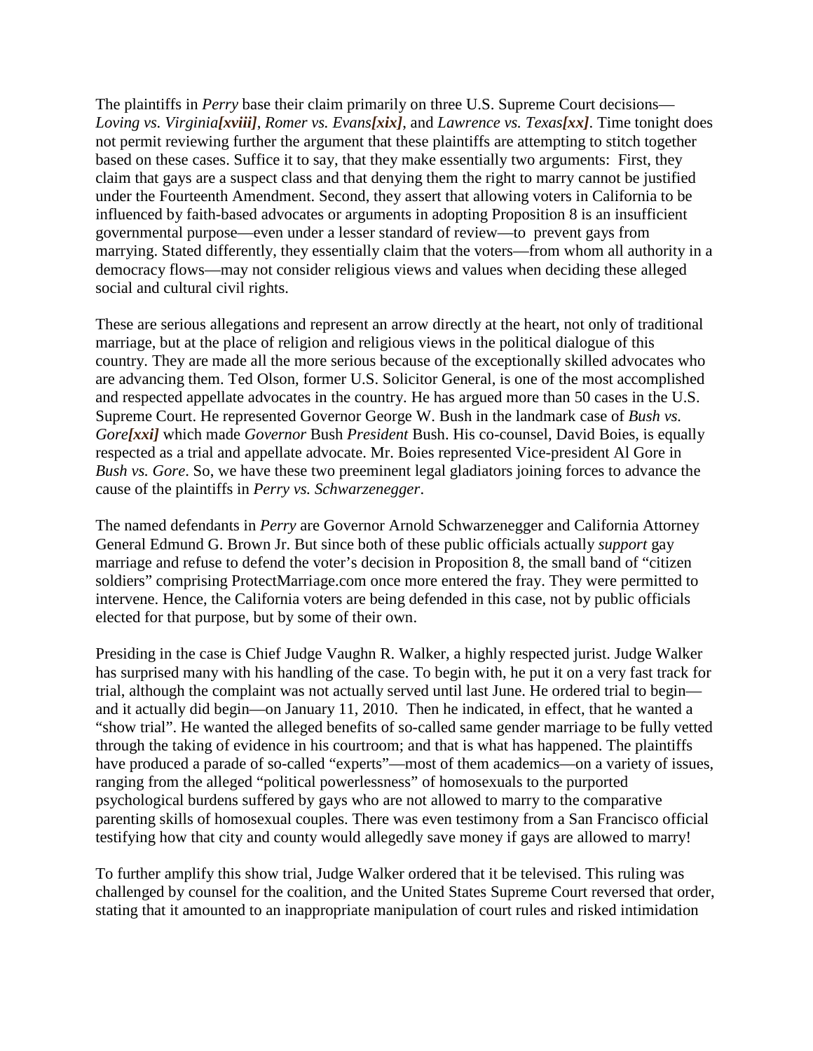The plaintiffs in *Perry* base their claim primarily on three U.S. Supreme Court decisions—*Loving vs. Virginia**[xviii]***, *Romer vs. Evans**[xix]***, and *Lawrence vs. Texas**[xx]***. Time tonight does not permit reviewing further the argument that these plaintiffs are attempting to stitch together based on these cases. Suffice it to say, that they make essentially two arguments: First, they claim that gays are a suspect class and that denying them the right to marry cannot be justified under the Fourteenth Amendment. Second, they assert that allowing voters in California to be influenced by faith-based advocates or arguments in adopting Proposition 8 is an insufficient governmental purpose—even under a lesser standard of review—to prevent gays from marrying. Stated differently, they essentially claim that the voters—from whom all authority in a democracy flows—may not consider religious views and values when deciding these alleged social and cultural civil rights.

These are serious allegations and represent an arrow directly at the heart, not only of traditional marriage, but at the place of religion and religious views in the political dialogue of this country. They are made all the more serious because of the exceptionally skilled advocates who are advancing them. Ted Olson, former U.S. Solicitor General, is one of the most accomplished and respected appellate advocates in the country. He has argued more than 50 cases in the U.S. Supreme Court. He represented Governor George W. Bush in the landmark case of *Bush vs. Gore**[xxi]*** which made *Governor* Bush *President* Bush. His co-counsel, David Boies, is equally respected as a trial and appellate advocate. Mr. Boies represented Vice-president Al Gore in *Bush vs. Gore*. So, we have these two preeminent legal gladiators joining forces to advance the cause of the plaintiffs in *Perry vs. Schwarzenegger*.

The named defendants in *Perry* are Governor Arnold Schwarzenegger and California Attorney General Edmund G. Brown Jr. But since both of these public officials actually *support* gay marriage and refuse to defend the voter's decision in Proposition 8, the small band of "citizen soldiers" comprising ProtectMarriage.com once more entered the fray. They were permitted to intervene. Hence, the California voters are being defended in this case, not by public officials elected for that purpose, but by some of their own.

Presiding in the case is Chief Judge Vaughn R. Walker, a highly respected jurist. Judge Walker has surprised many with his handling of the case. To begin with, he put it on a very fast track for trial, although the complaint was not actually served until last June. He ordered trial to begin—and it actually did begin—on January 11, 2010. Then he indicated, in effect, that he wanted a "show trial". He wanted the alleged benefits of so-called same gender marriage to be fully vetted through the taking of evidence in his courtroom; and that is what has happened. The plaintiffs have produced a parade of so-called "experts"—most of them academics—on a variety of issues, ranging from the alleged "political powerlessness" of homosexuals to the purported psychological burdens suffered by gays who are not allowed to marry to the comparative parenting skills of homosexual couples. There was even testimony from a San Francisco official testifying how that city and county would allegedly save money if gays are allowed to marry!

To further amplify this show trial, Judge Walker ordered that it be televised. This ruling was challenged by counsel for the coalition, and the United States Supreme Court reversed that order, stating that it amounted to an inappropriate manipulation of court rules and risked intimidation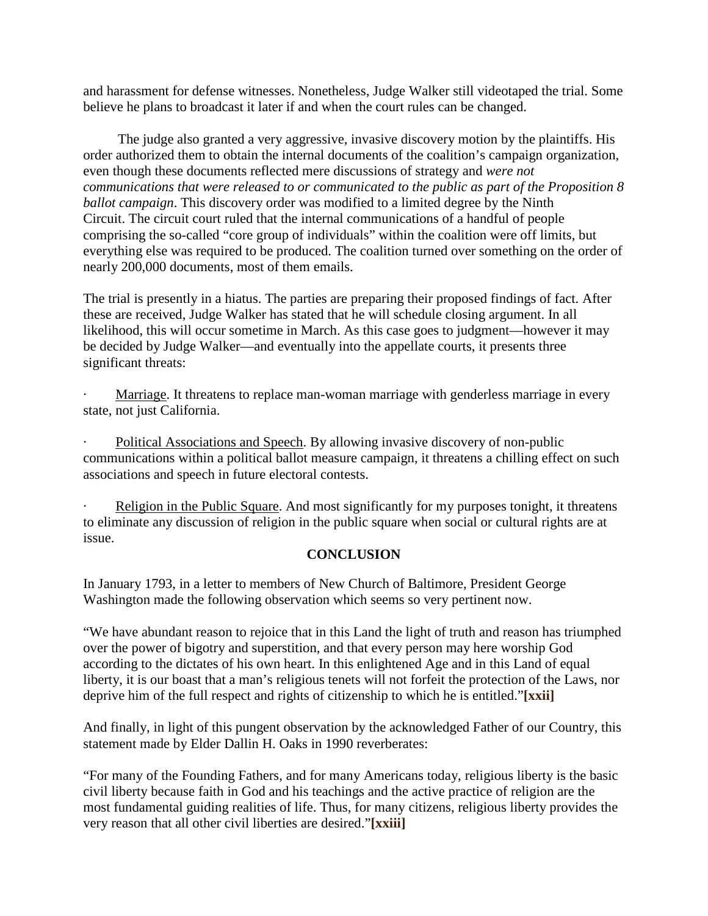and harassment for defense witnesses. Nonetheless, Judge Walker still videotaped the trial. Some believe he plans to broadcast it later if and when the court rules can be changed.

The judge also granted a very aggressive, invasive discovery motion by the plaintiffs. His order authorized them to obtain the internal documents of the coalition's campaign organization, even though these documents reflected mere discussions of strategy and *were not communications that were released to or communicated to the public as part of the Proposition 8 ballot campaign*. This discovery order was modified to a limited degree by the Ninth Circuit. The circuit court ruled that the internal communications of a handful of people comprising the so-called "core group of individuals" within the coalition were off limits, but everything else was required to be produced. The coalition turned over something on the order of nearly 200,000 documents, most of them emails.

The trial is presently in a hiatus. The parties are preparing their proposed findings of fact. After these are received, Judge Walker has stated that he will schedule closing argument. In all likelihood, this will occur sometime in March. As this case goes to judgment—however it may be decided by Judge Walker—and eventually into the appellate courts, it presents three significant threats:

· Marriage. It threatens to replace man-woman marriage with genderless marriage in every state, not just California.

· Political Associations and Speech. By allowing invasive discovery of non-public communications within a political ballot measure campaign, it threatens a chilling effect on such associations and speech in future electoral contests.

· Religion in the Public Square. And most significantly for my purposes tonight, it threatens to eliminate any discussion of religion in the public square when social or cultural rights are at issue.

## CONCLUSION

In January 1793, in a letter to members of New Church of Baltimore, President George Washington made the following observation which seems so very pertinent now.

"We have abundant reason to rejoice that in this Land the light of truth and reason has triumphed over the power of bigotry and superstition, and that every person may here worship God according to the dictates of his own heart. In this enlightened Age and in this Land of equal liberty, it is our boast that a man's religious tenets will not forfeit the protection of the Laws, nor deprive him of the full respect and rights of citizenship to which he is entitled."**[xxii]**

And finally, in light of this pungent observation by the acknowledged Father of our Country, this statement made by Elder Dallin H. Oaks in 1990 reverberates:

"For many of the Founding Fathers, and for many Americans today, religious liberty is the basic civil liberty because faith in God and his teachings and the active practice of religion are the most fundamental guiding realities of life. Thus, for many citizens, religious liberty provides the very reason that all other civil liberties are desired."**[xxiii]**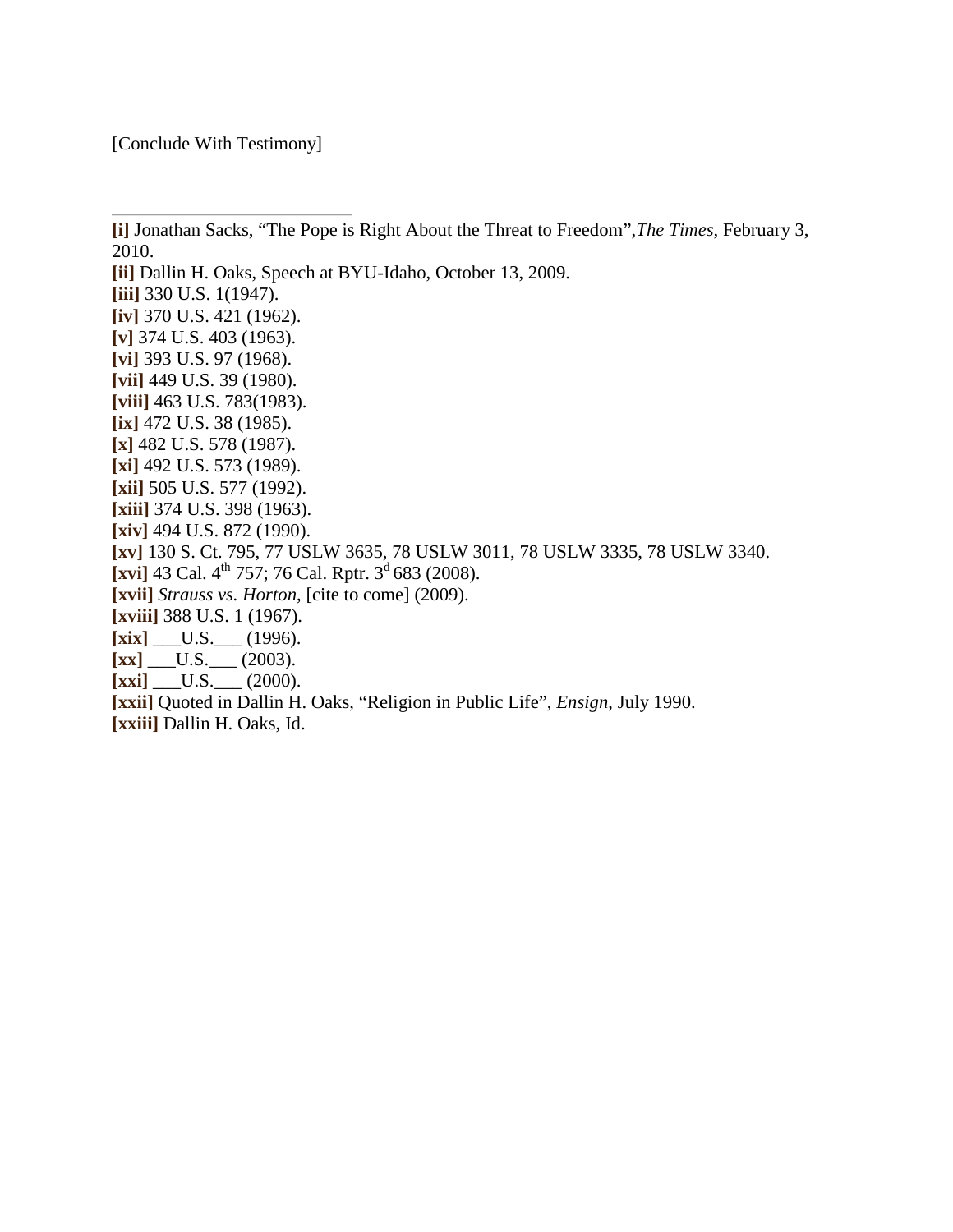[Conclude With Testimony]

---

**[i]** Jonathan Sacks, "The Pope is Right About the Threat to Freedom",*The Times*, February 3, 2010.
**[ii]** Dallin H. Oaks, Speech at BYU-Idaho, October 13, 2009.
**[iii]** 330 U.S. 1(1947).
**[iv]** 370 U.S. 421 (1962).
**[v]** 374 U.S. 403 (1963).
**[vi]** 393 U.S. 97 (1968).
**[vii]** 449 U.S. 39 (1980).
**[viii]** 463 U.S. 783(1983).
**[ix]** 472 U.S. 38 (1985).
**[x]** 482 U.S. 578 (1987).
**[xi]** 492 U.S. 573 (1989).
**[xii]** 505 U.S. 577 (1992).
**[xiii]** 374 U.S. 398 (1963).
**[xiv]** 494 U.S. 872 (1990).
**[xv]** 130 S. Ct. 795, 77 USLW 3635, 78 USLW 3011, 78 USLW 3335, 78 USLW 3340.
**[xvi]** 43 Cal. 4th 757; 76 Cal. Rptr. 3d 683 (2008).
**[xvii]** *Strauss vs. Horton*, [cite to come] (2009).
**[xviii]** 388 U.S. 1 (1967).
**[xix]** ___U.S.___ (1996).
**[xx]** ___U.S.___ (2003).
**[xxi]** ___U.S.___ (2000).
**[xxii]** Quoted in Dallin H. Oaks, "Religion in Public Life", *Ensign*, July 1990.
**[xxiii]** Dallin H. Oaks, Id.